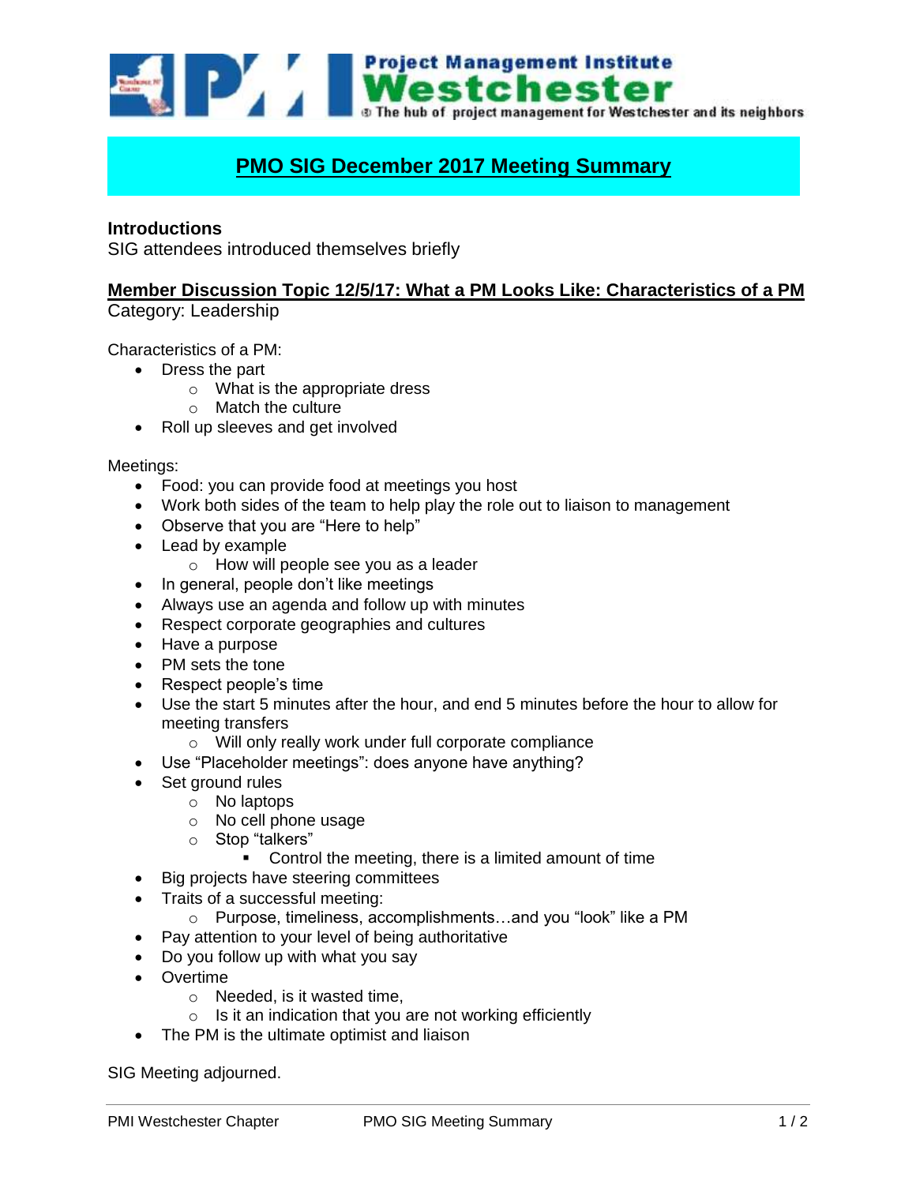# PMO SIG December 2017 Meeting Summary

**Introductions**

SIG attendees introduced themselves briefly

## Member Discussion Topic 12/5/17: What a PM Looks Like: Characteristics of a PM

Category: Leadership

Characteristics of a PM:

- Dress the part
  - What is the appropriate dress
  - Match the culture
- Roll up sleeves and get involved

Meetings:

- Food: you can provide food at meetings you host
- Work both sides of the team to help play the role out to liaison to management
- Observe that you are "Here to help"
- Lead by example
  - How will people see you as a leader
- In general, people don't like meetings
- Always use an agenda and follow up with minutes
- Respect corporate geographies and cultures
- Have a purpose
- PM sets the tone
- Respect people's time
- Use the start 5 minutes after the hour, and end 5 minutes before the hour to allow for meeting transfers
  - Will only really work under full corporate compliance
- Use "Placeholder meetings": does anyone have anything?
- Set ground rules
  - No laptops
  - No cell phone usage
  - Stop "talkers"
    - Control the meeting, there is a limited amount of time
- Big projects have steering committees
- Traits of a successful meeting:
  - Purpose, timeliness, accomplishments…and you "look" like a PM
- Pay attention to your level of being authoritative
- Do you follow up with what you say
- Overtime
  - Needed, is it wasted time,
  - Is it an indication that you are not working efficiently
- The PM is the ultimate optimist and liaison

SIG Meeting adjourned.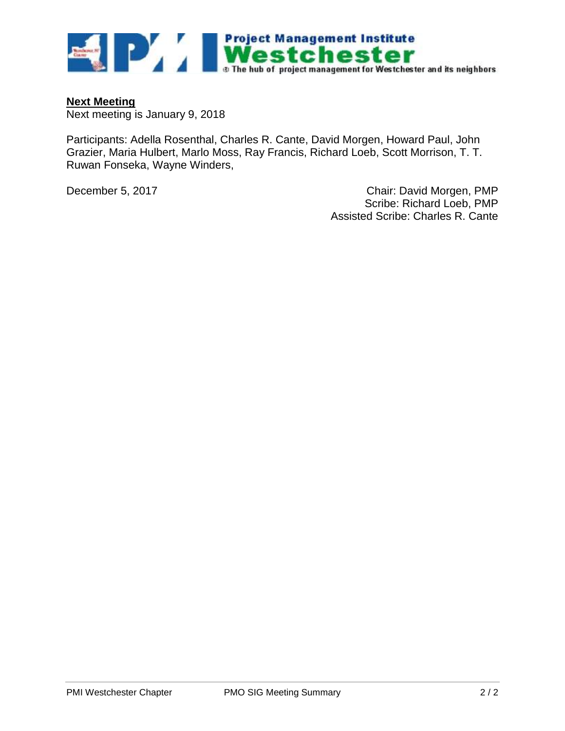**Next Meeting**

Next meeting is January 9, 2018

Participants: Adella Rosenthal, Charles R. Cante, David Morgen, Howard Paul, John Grazier, Maria Hulbert, Marlo Moss, Ray Francis, Richard Loeb, Scott Morrison, T. T. Ruwan Fonseka, Wayne Winders,

December 5, 2017

Chair: David Morgen, PMP
Scribe: Richard Loeb, PMP
Assisted Scribe: Charles R. Cante